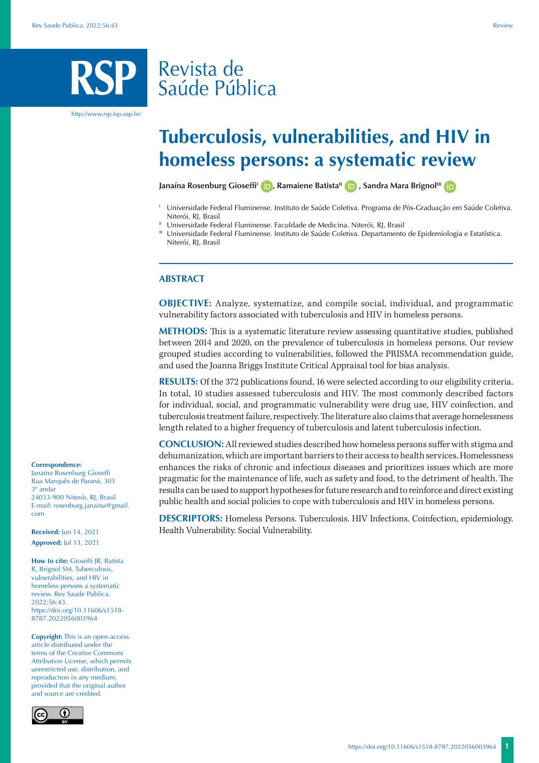# Revista de Saúde Pública

http://www.rsp.fsp.usp.br/

# Tuberculosis, vulnerabilities, and HIV in homeless persons: a systematic review

**Janaína Rosenburg Gioseffi[I], Ramaiene Batista[II], Sandra Mara Brignol[III]**

[I] Universidade Federal Fluminense. Instituto de Saúde Coletiva. Programa de Pós-Graduação em Saúde Coletiva. Niterói, RJ, Brasil

[II] Universidade Federal Fluminense. Faculdade de Medicina. Niterói, RJ, Brasil

[III] Universidade Federal Fluminense. Instituto de Saúde Coletiva. Departamento de Epidemiologia e Estatística. Niterói, RJ, Brasil

## ABSTRACT

**OBJECTIVE:** Analyze, systematize, and compile social, individual, and programmatic vulnerability factors associated with tuberculosis and HIV in homeless persons.

**METHODS:** This is a systematic literature review assessing quantitative studies, published between 2014 and 2020, on the prevalence of tuberculosis in homeless persons. Our review grouped studies according to vulnerabilities, followed the PRISMA recommendation guide, and used the Joanna Briggs Institute Critical Appraisal tool for bias analysis.

**RESULTS:** Of the 372 publications found, 16 were selected according to our eligibility criteria. In total, 10 studies assessed tuberculosis and HIV. The most commonly described factors for individual, social, and programmatic vulnerability were drug use, HIV coinfection, and tuberculosis treatment failure, respectively. The literature also claims that average homelessness length related to a higher frequency of tuberculosis and latent tuberculosis infection.

**CONCLUSION:** All reviewed studies described how homeless persons suffer with stigma and dehumanization, which are important barriers to their access to health services. Homelessness enhances the risks of chronic and infectious diseases and prioritizes issues which are more pragmatic for the maintenance of life, such as safety and food, to the detriment of health. The results can be used to support hypotheses for future research and to reinforce and direct existing public health and social policies to cope with tuberculosis and HIV in homeless persons.

**DESCRIPTORS:** Homeless Persons. Tuberculosis. HIV Infections. Coinfection, epidemiology. Health Vulnerability. Social Vulnerability.

**Correspondence:**
Janaína Rosenburg Gioseffi
Rua Marquês de Paraná, 303
3º andar
24033-900 Niterói, RJ, Brasil
E-mail: rosenburg.janaina@gmail.com

**Received:** Jun 14, 2021

**Approved:** Jul 13, 2021

**How to cite:** Gioseffi JR, Batista R, Brignol SM. Tuberculosis, vulnerabilities, and HIV in homeless persons a systematic review. Rev Saude Publica. 2022;56:43. https://doi.org/10.11606/s1518-8787.2022056003964

**Copyright:** This is an open-access article distributed under the terms of the Creative Commons Attribution License, which permits unrestricted use, distribution, and reproduction in any medium, provided that the original author and source are credited.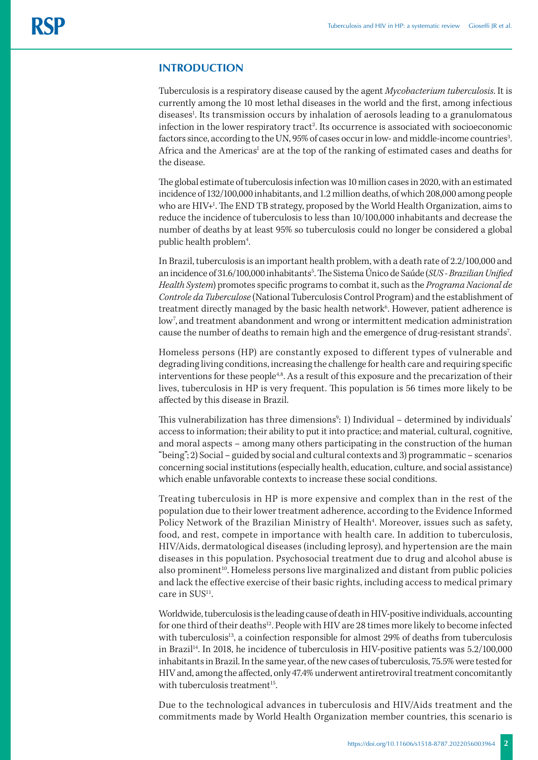## INTRODUCTION

Tuberculosis is a respiratory disease caused by the agent *Mycobacterium tuberculosis*. It is currently among the 10 most lethal diseases in the world and the first, among infectious diseases[1]. Its transmission occurs by inhalation of aerosols leading to a granulomatous infection in the lower respiratory tract[2]. Its occurrence is associated with socioeconomic factors since, according to the UN, 95% of cases occur in low- and middle-income countries[3]. Africa and the Americas[1] are at the top of the ranking of estimated cases and deaths for the disease.

The global estimate of tuberculosis infection was 10 million cases in 2020, with an estimated incidence of 132/100,000 inhabitants, and 1.2 million deaths, of which 208,000 among people who are HIV+[1]. The END TB strategy, proposed by the World Health Organization, aims to reduce the incidence of tuberculosis to less than 10/100,000 inhabitants and decrease the number of deaths by at least 95% so tuberculosis could no longer be considered a global public health problem[4].

In Brazil, tuberculosis is an important health problem, with a death rate of 2.2/100,000 and an incidence of 31.6/100,000 inhabitants[5]. The Sistema Único de Saúde (*SUS - Brazilian Unified Health System*) promotes specific programs to combat it, such as the *Programa Nacional de Controle da Tuberculose* (National Tuberculosis Control Program) and the establishment of treatment directly managed by the basic health network[6]. However, patient adherence is low[7], and treatment abandonment and wrong or intermittent medication administration cause the number of deaths to remain high and the emergence of drug-resistant strands[7].

Homeless persons (HP) are constantly exposed to different types of vulnerable and degrading living conditions, increasing the challenge for health care and requiring specific interventions for these people[4,8]. As a result of this exposure and the precarization of their lives, tuberculosis in HP is very frequent. This population is 56 times more likely to be affected by this disease in Brazil.

This vulnerabilization has three dimensions[9]: 1) Individual – determined by individuals' access to information; their ability to put it into practice; and material, cultural, cognitive, and moral aspects – among many others participating in the construction of the human "being"; 2) Social – guided by social and cultural contexts and 3) programmatic – scenarios concerning social institutions (especially health, education, culture, and social assistance) which enable unfavorable contexts to increase these social conditions.

Treating tuberculosis in HP is more expensive and complex than in the rest of the population due to their lower treatment adherence, according to the Evidence Informed Policy Network of the Brazilian Ministry of Health[4]. Moreover, issues such as safety, food, and rest, compete in importance with health care. In addition to tuberculosis, HIV/Aids, dermatological diseases (including leprosy), and hypertension are the main diseases in this population. Psychosocial treatment due to drug and alcohol abuse is also prominent[10]. Homeless persons live marginalized and distant from public policies and lack the effective exercise of their basic rights, including access to medical primary care in SUS[11].

Worldwide, tuberculosis is the leading cause of death in HIV-positive individuals, accounting for one third of their deaths[12]. People with HIV are 28 times more likely to become infected with tuberculosis[13], a coinfection responsible for almost 29% of deaths from tuberculosis in Brazil[14]. In 2018, he incidence of tuberculosis in HIV-positive patients was 5.2/100,000 inhabitants in Brazil. In the same year, of the new cases of tuberculosis, 75.5% were tested for HIV and, among the affected, only 47.4% underwent antiretroviral treatment concomitantly with tuberculosis treatment[15].

Due to the technological advances in tuberculosis and HIV/Aids treatment and the commitments made by World Health Organization member countries, this scenario is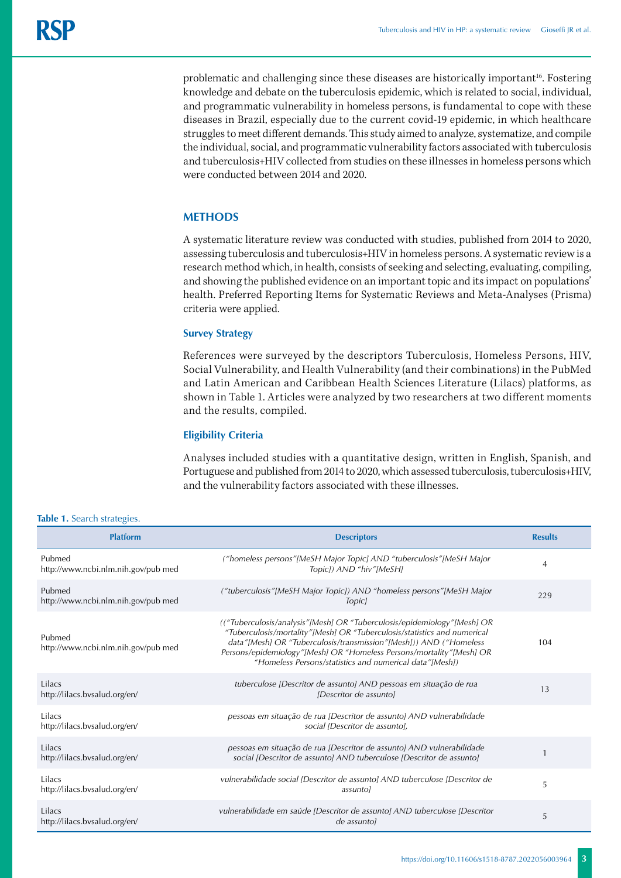problematic and challenging since these diseases are historically important[16]. Fostering knowledge and debate on the tuberculosis epidemic, which is related to social, individual, and programmatic vulnerability in homeless persons, is fundamental to cope with these diseases in Brazil, especially due to the current covid-19 epidemic, in which healthcare struggles to meet different demands. This study aimed to analyze, systematize, and compile the individual, social, and programmatic vulnerability factors associated with tuberculosis and tuberculosis+HIV collected from studies on these illnesses in homeless persons which were conducted between 2014 and 2020.

## METHODS

A systematic literature review was conducted with studies, published from 2014 to 2020, assessing tuberculosis and tuberculosis+HIV in homeless persons. A systematic review is a research method which, in health, consists of seeking and selecting, evaluating, compiling, and showing the published evidence on an important topic and its impact on populations' health. Preferred Reporting Items for Systematic Reviews and Meta-Analyses (Prisma) criteria were applied.

### Survey Strategy

References were surveyed by the descriptors Tuberculosis, Homeless Persons, HIV, Social Vulnerability, and Health Vulnerability (and their combinations) in the PubMed and Latin American and Caribbean Health Sciences Literature (Lilacs) platforms, as shown in Table 1. Articles were analyzed by two researchers at two different moments and the results, compiled.

### Eligibility Criteria

Analyses included studies with a quantitative design, written in English, Spanish, and Portuguese and published from 2014 to 2020, which assessed tuberculosis, tuberculosis+HIV, and the vulnerability factors associated with these illnesses.

**Table 1.** Search strategies.

| Platform | Descriptors | Results |
|---|---|---|
| Pubmed http://www.ncbi.nlm.nih.gov/pub med | *("homeless persons"[MeSH Major Topic] AND "tuberculosis"[MeSH Major Topic]) AND "hiv"[MeSH]* | 4 |
| Pubmed http://www.ncbi.nlm.nih.gov/pub med | *("tuberculosis"[MeSH Major Topic]) AND "homeless persons"[MeSH Major Topic]* | 229 |
| Pubmed http://www.ncbi.nlm.nih.gov/pub med | *(("Tuberculosis/analysis"[Mesh] OR "Tuberculosis/epidemiology"[Mesh] OR "Tuberculosis/mortality"[Mesh] OR "Tuberculosis/statistics and numerical data"[Mesh] OR "Tuberculosis/transmission"[Mesh])) AND ("Homeless Persons/epidemiology"[Mesh] OR "Homeless Persons/mortality"[Mesh] OR "Homeless Persons/statistics and numerical data"[Mesh])* | 104 |
| Lilacs http://lilacs.bvsalud.org/en/ | *tuberculose [Descritor de assunto] AND pessoas em situação de rua [Descritor de assunto]* | 13 |
| Lilacs http://lilacs.bvsalud.org/en/ | *pessoas em situação de rua [Descritor de assunto] AND vulnerabilidade social [Descritor de assunto],* | |
| Lilacs http://lilacs.bvsalud.org/en/ | *pessoas em situação de rua [Descritor de assunto] AND vulnerabilidade social [Descritor de assunto] AND tuberculose [Descritor de assunto]* | 1 |
| Lilacs http://lilacs.bvsalud.org/en/ | *vulnerabilidade social [Descritor de assunto] AND tuberculose [Descritor de assunto]* | 5 |
| Lilacs http://lilacs.bvsalud.org/en/ | *vulnerabilidade em saúde [Descritor de assunto] AND tuberculose [Descritor de assunto]* | 5 |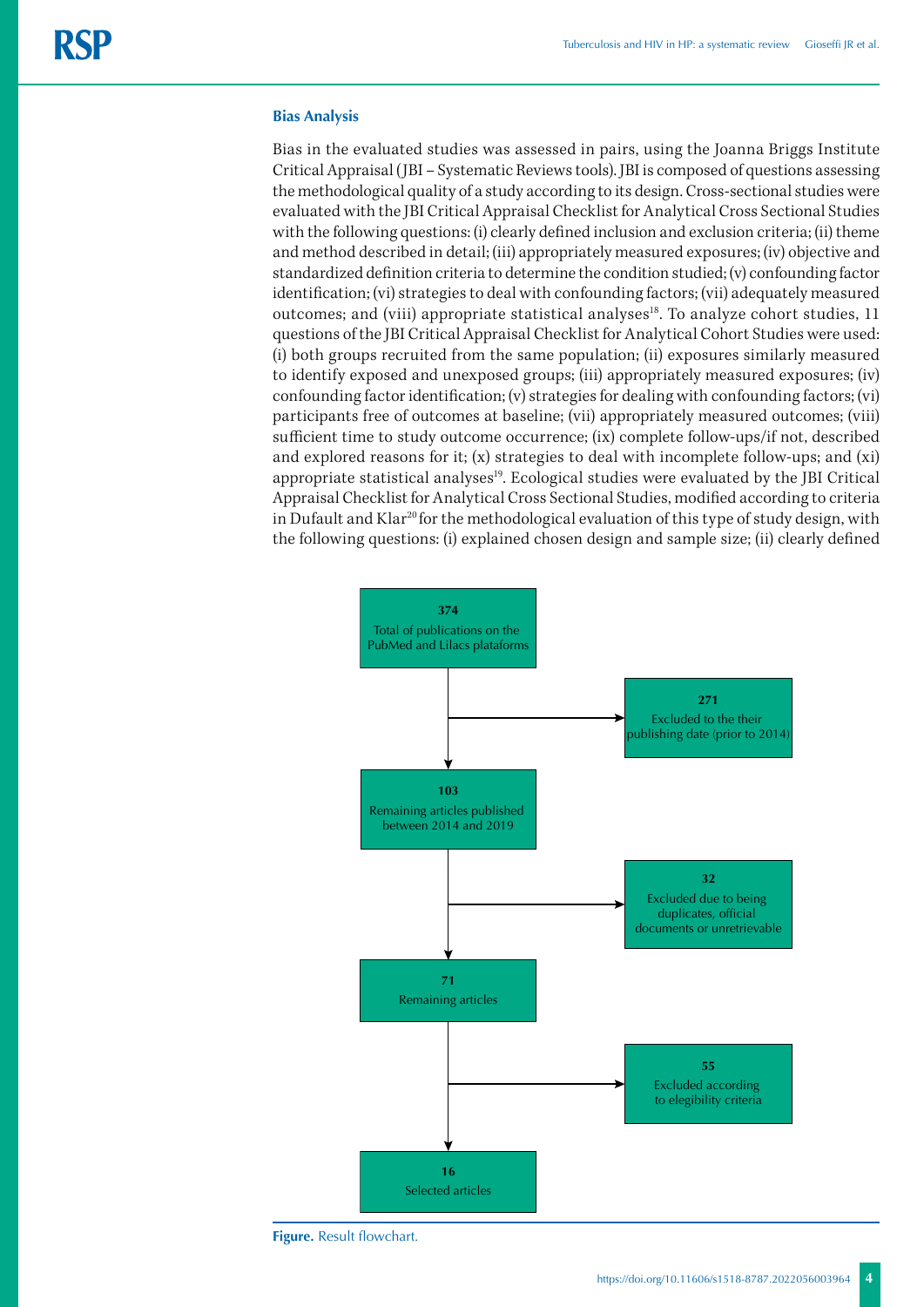### Bias Analysis

Bias in the evaluated studies was assessed in pairs, using the Joanna Briggs Institute Critical Appraisal (JBI – Systematic Reviews tools). JBI is composed of questions assessing the methodological quality of a study according to its design. Cross-sectional studies were evaluated with the JBI Critical Appraisal Checklist for Analytical Cross Sectional Studies with the following questions: (i) clearly defined inclusion and exclusion criteria; (ii) theme and method described in detail; (iii) appropriately measured exposures; (iv) objective and standardized definition criteria to determine the condition studied; (v) confounding factor identification; (vi) strategies to deal with confounding factors; (vii) adequately measured outcomes; and (viii) appropriate statistical analyses[18]. To analyze cohort studies, 11 questions of the JBI Critical Appraisal Checklist for Analytical Cohort Studies were used: (i) both groups recruited from the same population; (ii) exposures similarly measured to identify exposed and unexposed groups; (iii) appropriately measured exposures; (iv) confounding factor identification; (v) strategies for dealing with confounding factors; (vi) participants free of outcomes at baseline; (vii) appropriately measured outcomes; (viii) sufficient time to study outcome occurrence; (ix) complete follow-ups/if not, described and explored reasons for it; (x) strategies to deal with incomplete follow-ups; and (xi) appropriate statistical analyses[19]. Ecological studies were evaluated by the JBI Critical Appraisal Checklist for Analytical Cross Sectional Studies, modified according to criteria in Dufault and Klar[20] for the methodological evaluation of this type of study design, with the following questions: (i) explained chosen design and sample size; (ii) clearly defined

**374** Total of publications on the PubMed and Lilacs plataforms

**271** Excluded to the their publishing date (prior to 2014)

**103** Remaining articles published between 2014 and 2019

**32** Excluded due to being duplicates, official documents or unretrievable

**71** Remaining articles

**55** Excluded according to elegibility criteria

**16** Selected articles

**Figure.** Result flowchart.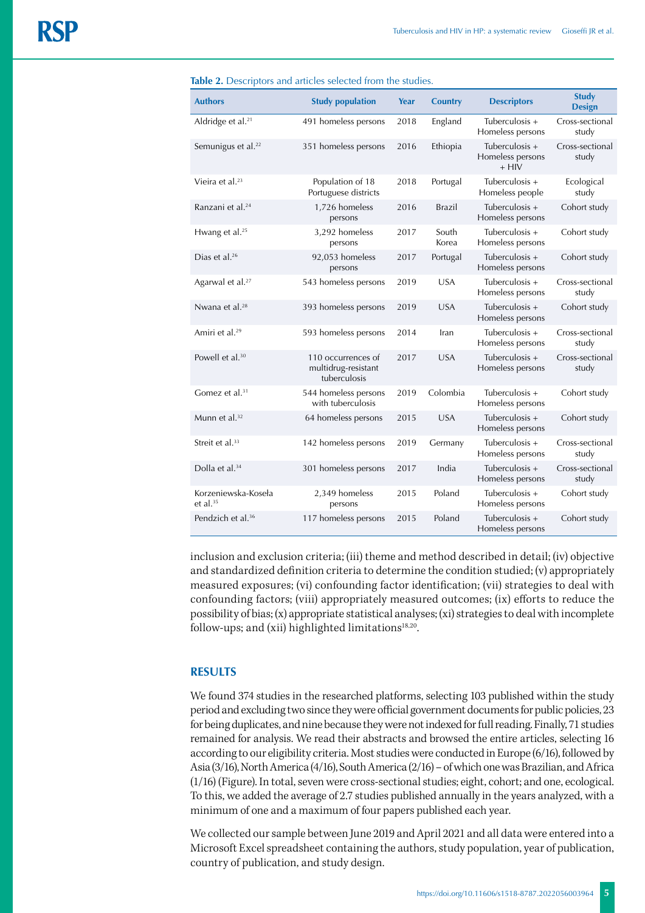**Table 2.** Descriptors and articles selected from the studies.

| Authors | Study population | Year | Country | Descriptors | Study Design |
|---|---|---|---|---|---|
| Aldridge et al.[21] | 491 homeless persons | 2018 | England | Tuberculosis + Homeless persons | Cross-sectional study |
| Semunigus et al.[22] | 351 homeless persons | 2016 | Ethiopia | Tuberculosis + Homeless persons + HIV | Cross-sectional study |
| Vieira et al.[23] | Population of 18 Portuguese districts | 2018 | Portugal | Tuberculosis + Homeless people | Ecological study |
| Ranzani et al.[24] | 1,726 homeless persons | 2016 | Brazil | Tuberculosis + Homeless persons | Cohort study |
| Hwang et al.[25] | 3,292 homeless persons | 2017 | South Korea | Tuberculosis + Homeless persons | Cohort study |
| Dias et al.[26] | 92,053 homeless persons | 2017 | Portugal | Tuberculosis + Homeless persons | Cohort study |
| Agarwal et al.[27] | 543 homeless persons | 2019 | USA | Tuberculosis + Homeless persons | Cross-sectional study |
| Nwana et al.[28] | 393 homeless persons | 2019 | USA | Tuberculosis + Homeless persons | Cohort study |
| Amiri et al.[29] | 593 homeless persons | 2014 | Iran | Tuberculosis + Homeless persons | Cross-sectional study |
| Powell et al.[30] | 110 occurrences of multidrug-resistant tuberculosis | 2017 | USA | Tuberculosis + Homeless persons | Cross-sectional study |
| Gomez et al.[31] | 544 homeless persons with tuberculosis | 2019 | Colombia | Tuberculosis + Homeless persons | Cohort study |
| Munn et al.[32] | 64 homeless persons | 2015 | USA | Tuberculosis + Homeless persons | Cohort study |
| Streit et al.[33] | 142 homeless persons | 2019 | Germany | Tuberculosis + Homeless persons | Cross-sectional study |
| Dolla et al.[34] | 301 homeless persons | 2017 | India | Tuberculosis + Homeless persons | Cross-sectional study |
| Korzeniewska-Koseła et al.[35] | 2,349 homeless persons | 2015 | Poland | Tuberculosis + Homeless persons | Cohort study |
| Pendzich et al.[36] | 117 homeless persons | 2015 | Poland | Tuberculosis + Homeless persons | Cohort study |

inclusion and exclusion criteria; (iii) theme and method described in detail; (iv) objective and standardized definition criteria to determine the condition studied; (v) appropriately measured exposures; (vi) confounding factor identification; (vii) strategies to deal with confounding factors; (viii) appropriately measured outcomes; (ix) efforts to reduce the possibility of bias; (x) appropriate statistical analyses; (xi) strategies to deal with incomplete follow-ups; and (xii) highlighted limitations[18,20].

## RESULTS

We found 374 studies in the researched platforms, selecting 103 published within the study period and excluding two since they were official government documents for public policies, 23 for being duplicates, and nine because they were not indexed for full reading. Finally, 71 studies remained for analysis. We read their abstracts and browsed the entire articles, selecting 16 according to our eligibility criteria. Most studies were conducted in Europe (6/16), followed by Asia (3/16), North America (4/16), South America (2/16) – of which one was Brazilian, and Africa (1/16) (Figure). In total, seven were cross-sectional studies; eight, cohort; and one, ecological. To this, we added the average of 2.7 studies published annually in the years analyzed, with a minimum of one and a maximum of four papers published each year.

We collected our sample between June 2019 and April 2021 and all data were entered into a Microsoft Excel spreadsheet containing the authors, study population, year of publication, country of publication, and study design.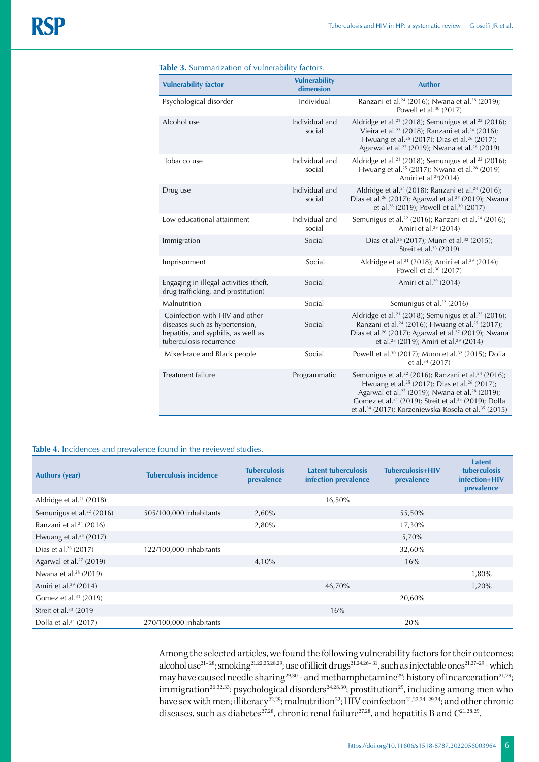**Table 3.** Summarization of vulnerability factors.

| Vulnerability factor | Vulnerability dimension | Author |
|---|---|---|
| Psychological disorder | Individual | Ranzani et al.[24] (2016); Nwana et al.[28] (2019); Powell et al.[30] (2017) |
| Alcohol use | Individual and social | Aldridge et al.[21] (2018); Semunigus et al.[22] (2016); Vieira et al.[23] (2018); Ranzani et al.[24] (2016); Hwuang et al.[25] (2017); Dias et al.[26] (2017); Agarwal et al.[27] (2019); Nwana et al.[28] (2019) |
| Tobacco use | Individual and social | Aldridge et al.[21] (2018); Semunigus et al.[22] (2016); Hwuang et al.[25] (2017); Nwana et al.[28] (2019) Amiri et al.[29](2014) |
| Drug use | Individual and social | Aldridge et al.[21] (2018); Ranzani et al.[24] (2016); Dias et al.[26] (2017); Agarwal et al.[27] (2019); Nwana et al.[28] (2019); Powell et al.[30] (2017) |
| Low educational attainment | Individual and social | Semunigus et al.[22] (2016); Ranzani et al.[24] (2016); Amiri et al.[29] (2014) |
| Immigration | Social | Dias et al.[26] (2017); Munn et al.[32] (2015); Streit et al.[33] (2019) |
| Imprisonment | Social | Aldridge et al.[21] (2018); Amiri et al.[29] (2014); Powell et al.[30] (2017) |
| Engaging in illegal activities (theft, drug trafficking, and prostitution) | Social | Amiri et al.[29] (2014) |
| Malnutrition | Social | Semunigus et al.[22] (2016) |
| Coinfection with HIV and other diseases such as hypertension, hepatitis, and syphilis, as well as tuberculosis recurrence | Social | Aldridge et al.[21] (2018); Semunigus et al.[22] (2016); Ranzani et al.[24] (2016); Hwuang et al.[25] (2017); Dias et al.[26] (2017); Agarwal et al.[27] (2019); Nwana et al.[28] (2019); Amiri et al.[29] (2014) |
| Mixed-race and Black people | Social | Powell et al.[30] (2017); Munn et al.[32] (2015); Dolla et al.[34] (2017) |
| Treatment failure | Programmatic | Semunigus et al.[22] (2016); Ranzani et al.[24] (2016); Hwuang et al.[25] (2017); Dias et al.[26] (2017); Agarwal et al.[27] (2019); Nwana et al.[28] (2019); Gomez et al.[31] (2019); Streit et al.[33] (2019); Dolla et al.[34] (2017); Korzeniewska-Koseła et al.[35] (2015) |

**Table 4.** Incidences and prevalence found in the reviewed studies.

| Authors (year) | Tuberculosis incidence | Tuberculosis prevalence | Latent tuberculosis infection prevalence | Tuberculosis+HIV prevalence | Latent tuberculosis infection+HIV prevalence |
|---|---|---|---|---|---|
| Aldridge et al.[21] (2018) | | | 16,50% | | |
| Semunigus et al.[22] (2016) | 505/100,000 inhabitants | 2,60% | | 55,50% | |
| Ranzani et al.[24] (2016) | | 2,80% | | 17,30% | |
| Hwuang et al.[25] (2017) | | | | 5,70% | |
| Dias et al.[26] (2017) | 122/100,000 inhabitants | | | 32,60% | |
| Agarwal et al.[27] (2019) | | 4,10% | | 16% | |
| Nwana et al.[28] (2019) | | | | | 1,80% |
| Amiri et al.[29] (2014) | | | 46,70% | | 1,20% |
| Gomez et al.[31] (2019) | | | | 20,60% | |
| Streit et al.[33] (2019 | | | 16% | | |
| Dolla et al.[34] (2017) | 270/100,000 inhabitants | | | 20% | |

Among the selected articles, we found the following vulnerability factors for their outcomes: alcohol use[21–28]; smoking[21,22,25,28,29]; use of illicit drugs[21,24,26–31], such as injectable ones[21,27–29] - which may have caused needle sharing[29,30] - and methamphetamine[29]; history of incarceration[21,29]; immigration[26,32,33]; psychological disorders[24,28,30]; prostitution[29], including among men who have sex with men; illiteracy[22,29]; malnutrition[22]; HIV coinfection[21,22,24–29,34]; and other chronic diseases, such as diabetes[27,28], chronic renal failure[27,28], and hepatitis B and C[21,28,29].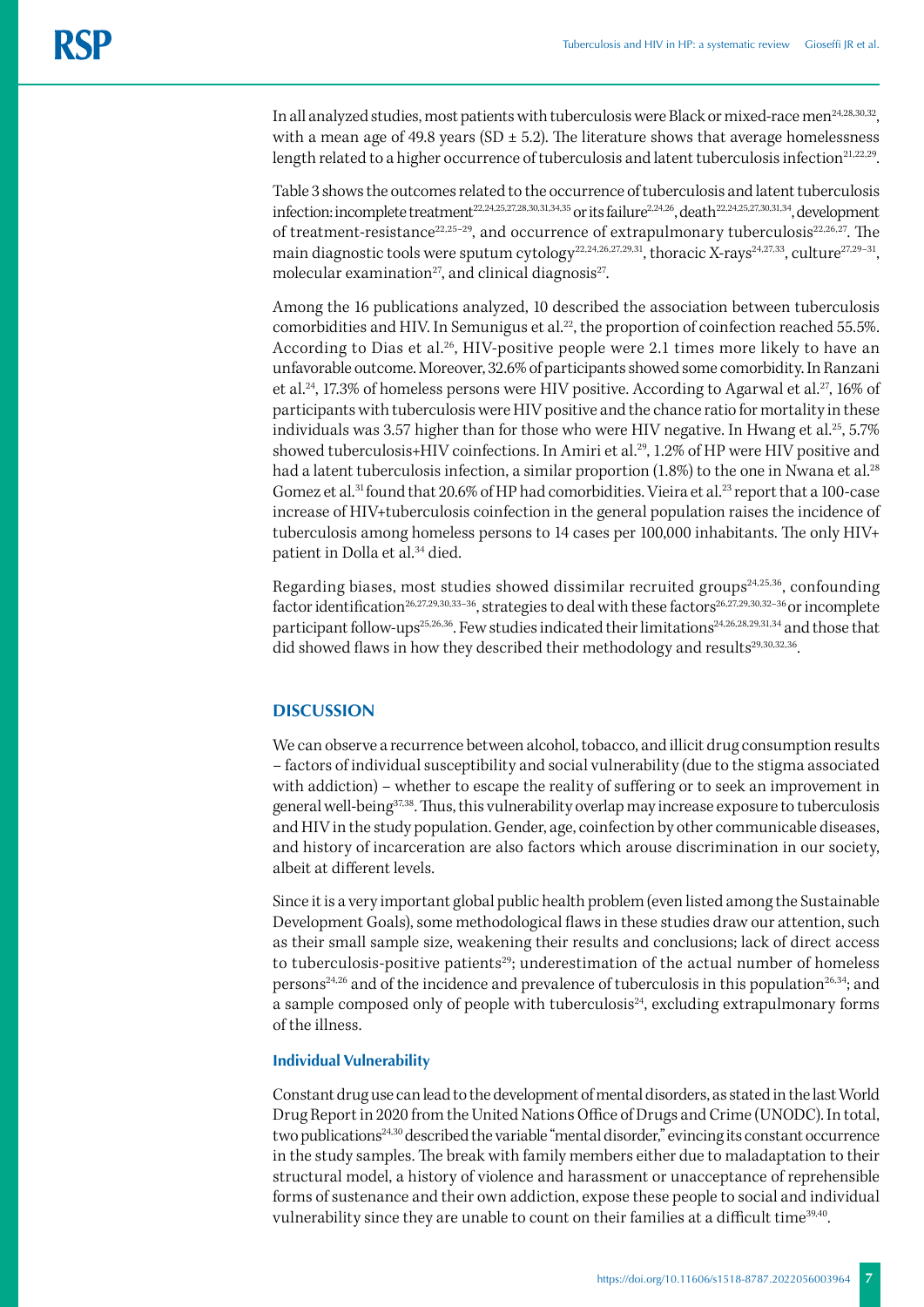In all analyzed studies, most patients with tuberculosis were Black or mixed-race men[24,28,30,32], with a mean age of 49.8 years (SD ± 5.2). The literature shows that average homelessness length related to a higher occurrence of tuberculosis and latent tuberculosis infection[21,22,29].

Table 3 shows the outcomes related to the occurrence of tuberculosis and latent tuberculosis infection: incomplete treatment[22,24,25,27,28,30,31,34,35] or its failure[2,24,26], death[22,24,25,27,30,31,34], development of treatment-resistance[22,25–29], and occurrence of extrapulmonary tuberculosis[22,26,27]. The main diagnostic tools were sputum cytology[22,24,26,27,29,31], thoracic X-rays[24,27,33], culture[27,29–31], molecular examination[27], and clinical diagnosis[27].

Among the 16 publications analyzed, 10 described the association between tuberculosis comorbidities and HIV. In Semunigus et al.[22], the proportion of coinfection reached 55.5%. According to Dias et al.[26], HIV-positive people were 2.1 times more likely to have an unfavorable outcome. Moreover, 32.6% of participants showed some comorbidity. In Ranzani et al.[24], 17.3% of homeless persons were HIV positive. According to Agarwal et al.[27], 16% of participants with tuberculosis were HIV positive and the chance ratio for mortality in these individuals was 3.57 higher than for those who were HIV negative. In Hwang et al.[25], 5.7% showed tuberculosis+HIV coinfections. In Amiri et al.[29], 1.2% of HP were HIV positive and had a latent tuberculosis infection, a similar proportion (1.8%) to the one in Nwana et al.[28] Gomez et al.[31] found that 20.6% of HP had comorbidities. Vieira et al.[23] report that a 100-case increase of HIV+tuberculosis coinfection in the general population raises the incidence of tuberculosis among homeless persons to 14 cases per 100,000 inhabitants. The only HIV+ patient in Dolla et al.[34] died.

Regarding biases, most studies showed dissimilar recruited groups[24,25,36], confounding factor identification[26,27,29,30,33–36], strategies to deal with these factors[26,27,29,30,32–36] or incomplete participant follow-ups[25,26,36]. Few studies indicated their limitations[24,26,28,29,31,34] and those that did showed flaws in how they described their methodology and results[29,30,32,36].

## DISCUSSION

We can observe a recurrence between alcohol, tobacco, and illicit drug consumption results – factors of individual susceptibility and social vulnerability (due to the stigma associated with addiction) – whether to escape the reality of suffering or to seek an improvement in general well-being[37,38]. Thus, this vulnerability overlap may increase exposure to tuberculosis and HIV in the study population. Gender, age, coinfection by other communicable diseases, and history of incarceration are also factors which arouse discrimination in our society, albeit at different levels.

Since it is a very important global public health problem (even listed among the Sustainable Development Goals), some methodological flaws in these studies draw our attention, such as their small sample size, weakening their results and conclusions; lack of direct access to tuberculosis-positive patients[29]; underestimation of the actual number of homeless persons[24,26] and of the incidence and prevalence of tuberculosis in this population[26,34]; and a sample composed only of people with tuberculosis[24], excluding extrapulmonary forms of the illness.

### Individual Vulnerability

Constant drug use can lead to the development of mental disorders, as stated in the last World Drug Report in 2020 from the United Nations Office of Drugs and Crime (UNODC). In total, two publications[24,30] described the variable "mental disorder," evincing its constant occurrence in the study samples. The break with family members either due to maladaptation to their structural model, a history of violence and harassment or unacceptance of reprehensible forms of sustenance and their own addiction, expose these people to social and individual vulnerability since they are unable to count on their families at a difficult time[39,40].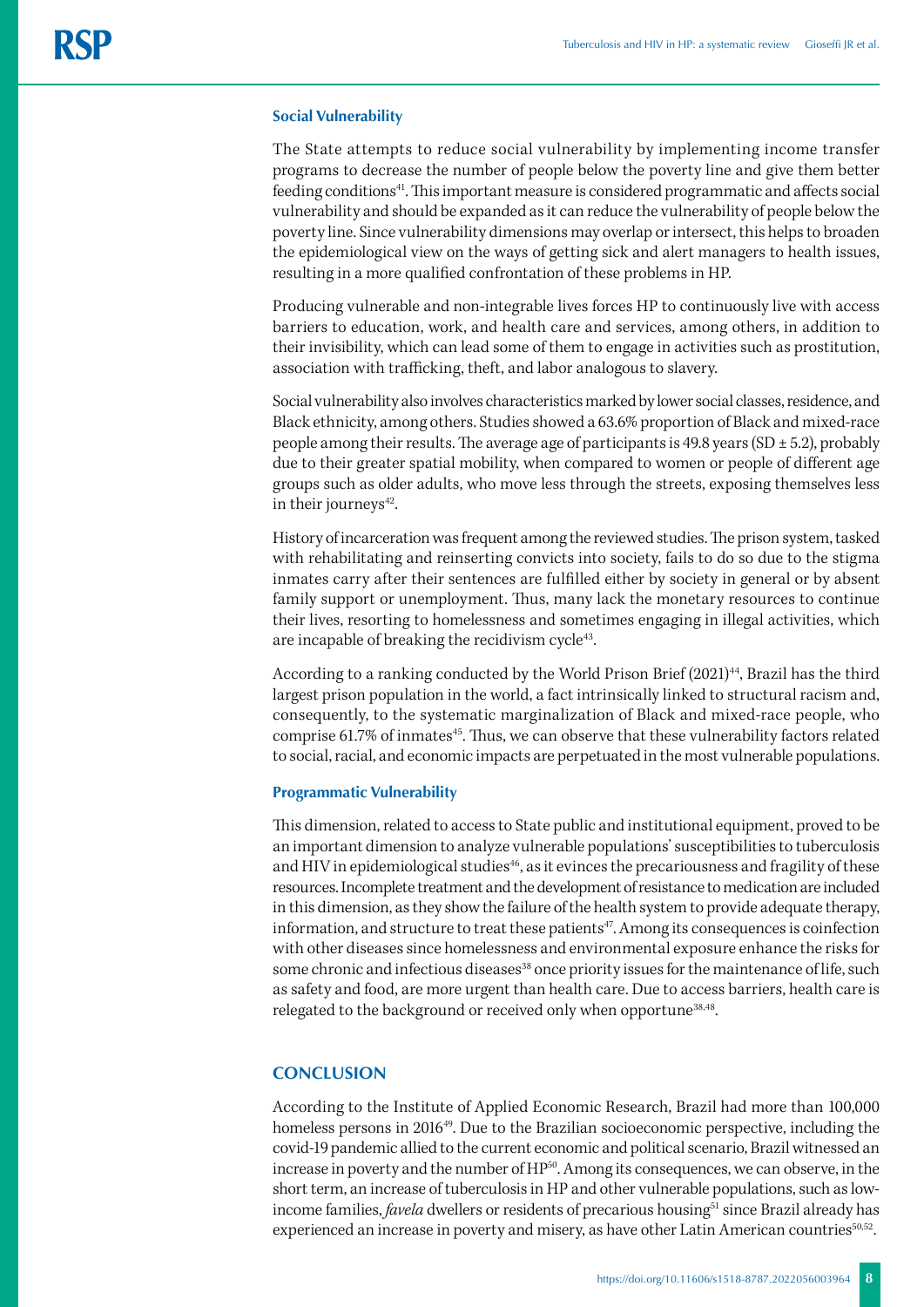### Social Vulnerability

The State attempts to reduce social vulnerability by implementing income transfer programs to decrease the number of people below the poverty line and give them better feeding conditions[41]. This important measure is considered programmatic and affects social vulnerability and should be expanded as it can reduce the vulnerability of people below the poverty line. Since vulnerability dimensions may overlap or intersect, this helps to broaden the epidemiological view on the ways of getting sick and alert managers to health issues, resulting in a more qualified confrontation of these problems in HP.

Producing vulnerable and non-integrable lives forces HP to continuously live with access barriers to education, work, and health care and services, among others, in addition to their invisibility, which can lead some of them to engage in activities such as prostitution, association with trafficking, theft, and labor analogous to slavery.

Social vulnerability also involves characteristics marked by lower social classes, residence, and Black ethnicity, among others. Studies showed a 63.6% proportion of Black and mixed-race people among their results. The average age of participants is 49.8 years (SD ± 5.2), probably due to their greater spatial mobility, when compared to women or people of different age groups such as older adults, who move less through the streets, exposing themselves less in their journeys[42].

History of incarceration was frequent among the reviewed studies. The prison system, tasked with rehabilitating and reinserting convicts into society, fails to do so due to the stigma inmates carry after their sentences are fulfilled either by society in general or by absent family support or unemployment. Thus, many lack the monetary resources to continue their lives, resorting to homelessness and sometimes engaging in illegal activities, which are incapable of breaking the recidivism cycle[43].

According to a ranking conducted by the World Prison Brief (2021)[44], Brazil has the third largest prison population in the world, a fact intrinsically linked to structural racism and, consequently, to the systematic marginalization of Black and mixed-race people, who comprise 61.7% of inmates[45]. Thus, we can observe that these vulnerability factors related to social, racial, and economic impacts are perpetuated in the most vulnerable populations.

### Programmatic Vulnerability

This dimension, related to access to State public and institutional equipment, proved to be an important dimension to analyze vulnerable populations' susceptibilities to tuberculosis and HIV in epidemiological studies[46], as it evinces the precariousness and fragility of these resources. Incomplete treatment and the development of resistance to medication are included in this dimension, as they show the failure of the health system to provide adequate therapy, information, and structure to treat these patients[47]. Among its consequences is coinfection with other diseases since homelessness and environmental exposure enhance the risks for some chronic and infectious diseases[38] once priority issues for the maintenance of life, such as safety and food, are more urgent than health care. Due to access barriers, health care is relegated to the background or received only when opportune[38,48].

## CONCLUSION

According to the Institute of Applied Economic Research, Brazil had more than 100,000 homeless persons in 2016[49]. Due to the Brazilian socioeconomic perspective, including the covid-19 pandemic allied to the current economic and political scenario, Brazil witnessed an increase in poverty and the number of HP[50]. Among its consequences, we can observe, in the short term, an increase of tuberculosis in HP and other vulnerable populations, such as low-income families, *favela* dwellers or residents of precarious housing[51] since Brazil already has experienced an increase in poverty and misery, as have other Latin American countries[50,52].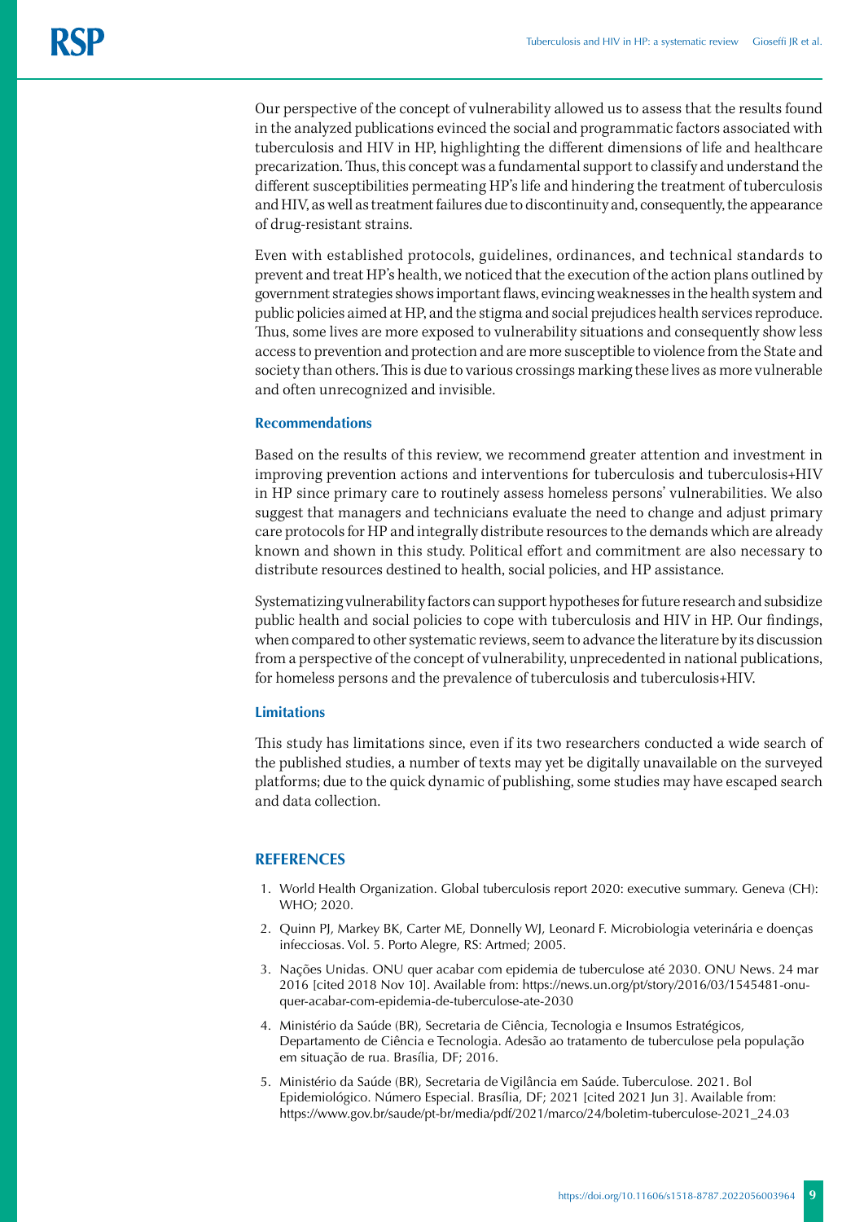Our perspective of the concept of vulnerability allowed us to assess that the results found in the analyzed publications evinced the social and programmatic factors associated with tuberculosis and HIV in HP, highlighting the different dimensions of life and healthcare precarization. Thus, this concept was a fundamental support to classify and understand the different susceptibilities permeating HP's life and hindering the treatment of tuberculosis and HIV, as well as treatment failures due to discontinuity and, consequently, the appearance of drug-resistant strains.

Even with established protocols, guidelines, ordinances, and technical standards to prevent and treat HP's health, we noticed that the execution of the action plans outlined by government strategies shows important flaws, evincing weaknesses in the health system and public policies aimed at HP, and the stigma and social prejudices health services reproduce. Thus, some lives are more exposed to vulnerability situations and consequently show less access to prevention and protection and are more susceptible to violence from the State and society than others. This is due to various crossings marking these lives as more vulnerable and often unrecognized and invisible.

### Recommendations

Based on the results of this review, we recommend greater attention and investment in improving prevention actions and interventions for tuberculosis and tuberculosis+HIV in HP since primary care to routinely assess homeless persons' vulnerabilities. We also suggest that managers and technicians evaluate the need to change and adjust primary care protocols for HP and integrally distribute resources to the demands which are already known and shown in this study. Political effort and commitment are also necessary to distribute resources destined to health, social policies, and HP assistance.

Systematizing vulnerability factors can support hypotheses for future research and subsidize public health and social policies to cope with tuberculosis and HIV in HP. Our findings, when compared to other systematic reviews, seem to advance the literature by its discussion from a perspective of the concept of vulnerability, unprecedented in national publications, for homeless persons and the prevalence of tuberculosis and tuberculosis+HIV.

### Limitations

This study has limitations since, even if its two researchers conducted a wide search of the published studies, a number of texts may yet be digitally unavailable on the surveyed platforms; due to the quick dynamic of publishing, some studies may have escaped search and data collection.

## REFERENCES

1. World Health Organization. Global tuberculosis report 2020: executive summary. Geneva (CH): WHO; 2020.
2. Quinn PJ, Markey BK, Carter ME, Donnelly WJ, Leonard F. Microbiologia veterinária e doenças infecciosas. Vol. 5. Porto Alegre, RS: Artmed; 2005.
3. Nações Unidas. ONU quer acabar com epidemia de tuberculose até 2030. ONU News. 24 mar 2016 [cited 2018 Nov 10]. Available from: https://news.un.org/pt/story/2016/03/1545481-onu-quer-acabar-com-epidemia-de-tuberculose-ate-2030
4. Ministério da Saúde (BR), Secretaria de Ciência, Tecnologia e Insumos Estratégicos, Departamento de Ciência e Tecnologia. Adesão ao tratamento de tuberculose pela população em situação de rua. Brasília, DF; 2016.
5. Ministério da Saúde (BR), Secretaria de Vigilância em Saúde. Tuberculose. 2021. Bol Epidemiológico. Número Especial. Brasília, DF; 2021 [cited 2021 Jun 3]. Available from: https://www.gov.br/saude/pt-br/media/pdf/2021/marco/24/boletim-tuberculose-2021_24.03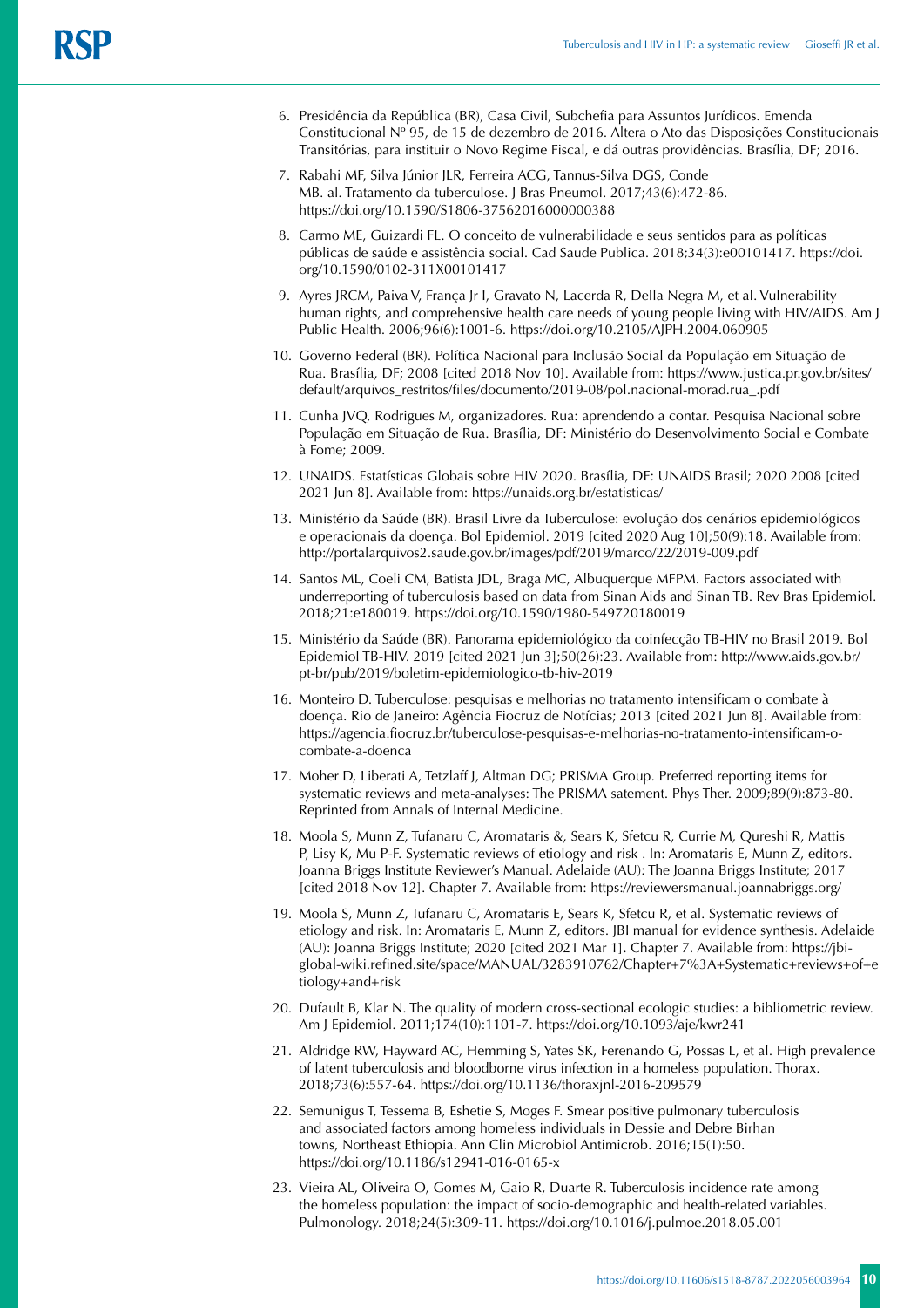6. Presidência da República (BR), Casa Civil, Subchefia para Assuntos Jurídicos. Emenda Constitucional Nº 95, de 15 de dezembro de 2016. Altera o Ato das Disposições Constitucionais Transitórias, para instituir o Novo Regime Fiscal, e dá outras providências. Brasília, DF; 2016.
7. Rabahi MF, Silva Júnior JLR, Ferreira ACG, Tannus-Silva DGS, Conde MB. al. Tratamento da tuberculose. J Bras Pneumol. 2017;43(6):472-86. https://doi.org/10.1590/S1806-37562016000000388
8. Carmo ME, Guizardi FL. O conceito de vulnerabilidade e seus sentidos para as políticas públicas de saúde e assistência social. Cad Saude Publica. 2018;34(3):e00101417. https://doi.org/10.1590/0102-311X00101417
9. Ayres JRCM, Paiva V, França Jr I, Gravato N, Lacerda R, Della Negra M, et al. Vulnerability human rights, and comprehensive health care needs of young people living with HIV/AIDS. Am J Public Health. 2006;96(6):1001-6. https://doi.org/10.2105/AJPH.2004.060905
10. Governo Federal (BR). Política Nacional para Inclusão Social da População em Situação de Rua. Brasília, DF; 2008 [cited 2018 Nov 10]. Available from: https://www.justica.pr.gov.br/sites/default/arquivos_restritos/files/documento/2019-08/pol.nacional-morad.rua_.pdf
11. Cunha JVQ, Rodrigues M, organizadores. Rua: aprendendo a contar. Pesquisa Nacional sobre População em Situação de Rua. Brasília, DF: Ministério do Desenvolvimento Social e Combate à Fome; 2009.
12. UNAIDS. Estatísticas Globais sobre HIV 2020. Brasília, DF: UNAIDS Brasil; 2020 2008 [cited 2021 Jun 8]. Available from: https://unaids.org.br/estatisticas/
13. Ministério da Saúde (BR). Brasil Livre da Tuberculose: evolução dos cenários epidemiológicos e operacionais da doença. Bol Epidemiol. 2019 [cited 2020 Aug 10];50(9):18. Available from: http://portalarquivos2.saude.gov.br/images/pdf/2019/marco/22/2019-009.pdf
14. Santos ML, Coeli CM, Batista JDL, Braga MC, Albuquerque MFPM. Factors associated with underreporting of tuberculosis based on data from Sinan Aids and Sinan TB. Rev Bras Epidemiol. 2018;21:e180019. https://doi.org/10.1590/1980-549720180019
15. Ministério da Saúde (BR). Panorama epidemiológico da coinfecção TB-HIV no Brasil 2019. Bol Epidemiol TB-HIV. 2019 [cited 2021 Jun 3];50(26):23. Available from: http://www.aids.gov.br/pt-br/pub/2019/boletim-epidemiologico-tb-hiv-2019
16. Monteiro D. Tuberculose: pesquisas e melhorias no tratamento intensificam o combate à doença. Rio de Janeiro: Agência Fiocruz de Notícias; 2013 [cited 2021 Jun 8]. Available from: https://agencia.fiocruz.br/tuberculose-pesquisas-e-melhorias-no-tratamento-intensificam-o-combate-a-doenca
17. Moher D, Liberati A, Tetzlaff J, Altman DG; PRISMA Group. Preferred reporting items for systematic reviews and meta-analyses: The PRISMA satement. Phys Ther. 2009;89(9):873-80. Reprinted from Annals of Internal Medicine.
18. Moola S, Munn Z, Tufanaru C, Aromataris &, Sears K, Sfetcu R, Currie M, Qureshi R, Mattis P, Lisy K, Mu P-F. Systematic reviews of etiology and risk . In: Aromataris E, Munn Z, editors. Joanna Briggs Institute Reviewer's Manual. Adelaide (AU): The Joanna Briggs Institute; 2017 [cited 2018 Nov 12]. Chapter 7. Available from: https://reviewersmanual.joannabriggs.org/
19. Moola S, Munn Z, Tufanaru C, Aromataris E, Sears K, Sfetcu R, et al. Systematic reviews of etiology and risk. In: Aromataris E, Munn Z, editors. JBI manual for evidence synthesis. Adelaide (AU): Joanna Briggs Institute; 2020 [cited 2021 Mar 1]. Chapter 7. Available from: https://jbi-global-wiki.refined.site/space/MANUAL/3283910762/Chapter+7%3A+Systematic+reviews+of+etiology+and+risk
20. Dufault B, Klar N. The quality of modern cross-sectional ecologic studies: a bibliometric review. Am J Epidemiol. 2011;174(10):1101-7. https://doi.org/10.1093/aje/kwr241
21. Aldridge RW, Hayward AC, Hemming S, Yates SK, Ferenando G, Possas L, et al. High prevalence of latent tuberculosis and bloodborne virus infection in a homeless population. Thorax. 2018;73(6):557-64. https://doi.org/10.1136/thoraxjnl-2016-209579
22. Semunigus T, Tessema B, Eshetie S, Moges F. Smear positive pulmonary tuberculosis and associated factors among homeless individuals in Dessie and Debre Birhan towns, Northeast Ethiopia. Ann Clin Microbiol Antimicrob. 2016;15(1):50. https://doi.org/10.1186/s12941-016-0165-x
23. Vieira AL, Oliveira O, Gomes M, Gaio R, Duarte R. Tuberculosis incidence rate among the homeless population: the impact of socio-demographic and health-related variables. Pulmonology. 2018;24(5):309-11. https://doi.org/10.1016/j.pulmoe.2018.05.001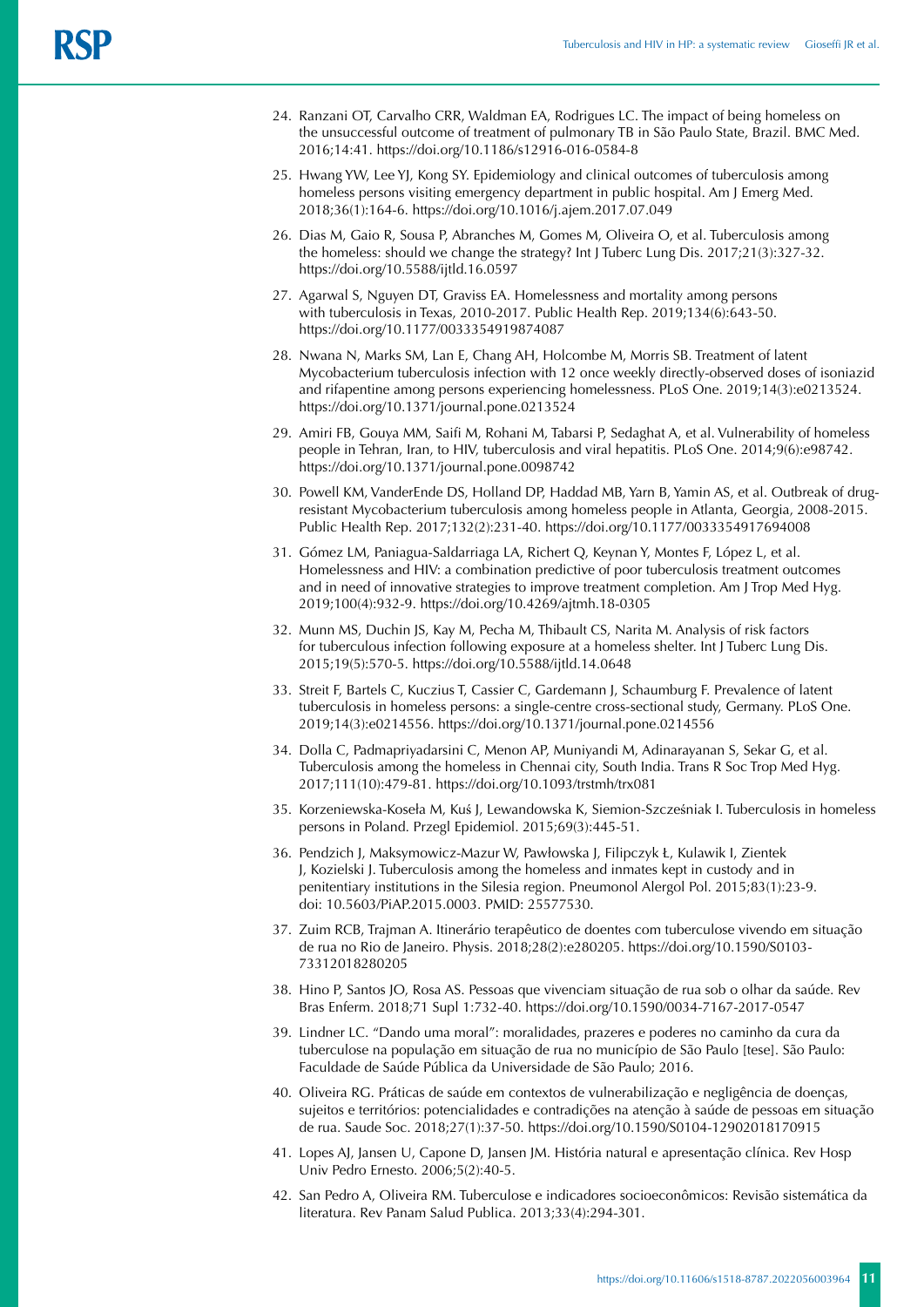24. Ranzani OT, Carvalho CRR, Waldman EA, Rodrigues LC. The impact of being homeless on the unsuccessful outcome of treatment of pulmonary TB in São Paulo State, Brazil. BMC Med. 2016;14:41. https://doi.org/10.1186/s12916-016-0584-8

25. Hwang YW, Lee YJ, Kong SY. Epidemiology and clinical outcomes of tuberculosis among homeless persons visiting emergency department in public hospital. Am J Emerg Med. 2018;36(1):164-6. https://doi.org/10.1016/j.ajem.2017.07.049

26. Dias M, Gaio R, Sousa P, Abranches M, Gomes M, Oliveira O, et al. Tuberculosis among the homeless: should we change the strategy? Int J Tuberc Lung Dis. 2017;21(3):327-32. https://doi.org/10.5588/ijtld.16.0597

27. Agarwal S, Nguyen DT, Graviss EA. Homelessness and mortality among persons with tuberculosis in Texas, 2010-2017. Public Health Rep. 2019;134(6):643-50. https://doi.org/10.1177/0033354919874087

28. Nwana N, Marks SM, Lan E, Chang AH, Holcombe M, Morris SB. Treatment of latent Mycobacterium tuberculosis infection with 12 once weekly directly-observed doses of isoniazid and rifapentine among persons experiencing homelessness. PLoS One. 2019;14(3):e0213524. https://doi.org/10.1371/journal.pone.0213524

29. Amiri FB, Gouya MM, Saifi M, Rohani M, Tabarsi P, Sedaghat A, et al. Vulnerability of homeless people in Tehran, Iran, to HIV, tuberculosis and viral hepatitis. PLoS One. 2014;9(6):e98742. https://doi.org/10.1371/journal.pone.0098742

30. Powell KM, VanderEnde DS, Holland DP, Haddad MB, Yarn B, Yamin AS, et al. Outbreak of drug-resistant Mycobacterium tuberculosis among homeless people in Atlanta, Georgia, 2008-2015. Public Health Rep. 2017;132(2):231-40. https://doi.org/10.1177/0033354917694008

31. Gómez LM, Paniagua-Saldarriaga LA, Richert Q, Keynan Y, Montes F, López L, et al. Homelessness and HIV: a combination predictive of poor tuberculosis treatment outcomes and in need of innovative strategies to improve treatment completion. Am J Trop Med Hyg. 2019;100(4):932-9. https://doi.org/10.4269/ajtmh.18-0305

32. Munn MS, Duchin JS, Kay M, Pecha M, Thibault CS, Narita M. Analysis of risk factors for tuberculous infection following exposure at a homeless shelter. Int J Tuberc Lung Dis. 2015;19(5):570-5. https://doi.org/10.5588/ijtld.14.0648

33. Streit F, Bartels C, Kuczius T, Cassier C, Gardemann J, Schaumburg F. Prevalence of latent tuberculosis in homeless persons: a single-centre cross-sectional study, Germany. PLoS One. 2019;14(3):e0214556. https://doi.org/10.1371/journal.pone.0214556

34. Dolla C, Padmapriyadarsini C, Menon AP, Muniyandi M, Adinarayanan S, Sekar G, et al. Tuberculosis among the homeless in Chennai city, South India. Trans R Soc Trop Med Hyg. 2017;111(10):479-81. https://doi.org/10.1093/trstmh/trx081

35. Korzeniewska-Koseła M, Kuś J, Lewandowska K, Siemion-Szcześniak I. Tuberculosis in homeless persons in Poland. Przegl Epidemiol. 2015;69(3):445-51.

36. Pendzich J, Maksymowicz-Mazur W, Pawłowska J, Filipczyk Ł, Kulawik I, Zientek J, Kozielski J. Tuberculosis among the homeless and inmates kept in custody and in penitentiary institutions in the Silesia region. Pneumonol Alergol Pol. 2015;83(1):23-9. doi: 10.5603/PiAP.2015.0003. PMID: 25577530.

37. Zuim RCB, Trajman A. Itinerário terapêutico de doentes com tuberculose vivendo em situação de rua no Rio de Janeiro. Physis. 2018;28(2):e280205. https://doi.org/10.1590/S0103-73312018280205

38. Hino P, Santos JO, Rosa AS. Pessoas que vivenciam situação de rua sob o olhar da saúde. Rev Bras Enferm. 2018;71 Supl 1:732-40. https://doi.org/10.1590/0034-7167-2017-0547

39. Lindner LC. "Dando uma moral": moralidades, prazeres e poderes no caminho da cura da tuberculose na população em situação de rua no município de São Paulo [tese]. São Paulo: Faculdade de Saúde Pública da Universidade de São Paulo; 2016.

40. Oliveira RG. Práticas de saúde em contextos de vulnerabilização e negligência de doenças, sujeitos e territórios: potencialidades e contradições na atenção à saúde de pessoas em situação de rua. Saude Soc. 2018;27(1):37-50. https://doi.org/10.1590/S0104-12902018170915

41. Lopes AJ, Jansen U, Capone D, Jansen JM. História natural e apresentação clínica. Rev Hosp Univ Pedro Ernesto. 2006;5(2):40-5.

42. San Pedro A, Oliveira RM. Tuberculose e indicadores socioeconômicos: Revisão sistemática da literatura. Rev Panam Salud Publica. 2013;33(4):294-301.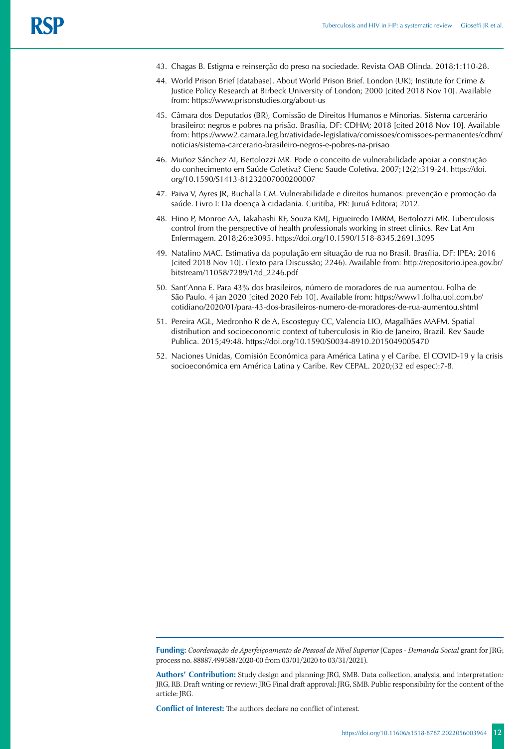43. Chagas B. Estigma e reinserção do preso na sociedade. Revista OAB Olinda. 2018;1:110-28.
44. World Prison Brief [database]. About World Prison Brief. London (UK); Institute for Crime & Justice Policy Research at Birbeck University of London; 2000 [cited 2018 Nov 10]. Available from: https://www.prisonstudies.org/about-us
45. Câmara dos Deputados (BR), Comissão de Direitos Humanos e Minorias. Sistema carcerário brasileiro: negros e pobres na prisão. Brasília, DF: CDHM; 2018 [cited 2018 Nov 10]. Available from: https://www2.camara.leg.br/atividade-legislativa/comissoes/comissoes-permanentes/cdhm/noticias/sistema-carcerario-brasileiro-negros-e-pobres-na-prisao
46. Muñoz Sánchez AI, Bertolozzi MR. Pode o conceito de vulnerabilidade apoiar a construção do conhecimento em Saúde Coletiva? Cienc Saude Coletiva. 2007;12(2):319-24. https://doi.org/10.1590/S1413-81232007000200007
47. Paiva V, Ayres JR, Buchalla CM. Vulnerabilidade e direitos humanos: prevenção e promoção da saúde. Livro I: Da doença à cidadania. Curitiba, PR: Juruá Editora; 2012.
48. Hino P, Monroe AA, Takahashi RF, Souza KMJ, Figueiredo TMRM, Bertolozzi MR. Tuberculosis control from the perspective of health professionals working in street clinics. Rev Lat Am Enfermagem. 2018;26:e3095. https://doi.org/10.1590/1518-8345.2691.3095
49. Natalino MAC. Estimativa da população em situação de rua no Brasil. Brasília, DF: IPEA; 2016 [cited 2018 Nov 10]. (Texto para Discussão; 2246). Available from: http://repositorio.ipea.gov.br/bitstream/11058/7289/1/td_2246.pdf
50. Sant'Anna E. Para 43% dos brasileiros, número de moradores de rua aumentou. Folha de São Paulo. 4 jan 2020 [cited 2020 Feb 10]. Available from: https://www1.folha.uol.com.br/cotidiano/2020/01/para-43-dos-brasileiros-numero-de-moradores-de-rua-aumentou.shtml
51. Pereira AGL, Medronho R de A, Escosteguy CC, Valencia LIO, Magalhães MAFM. Spatial distribution and socioeconomic context of tuberculosis in Rio de Janeiro, Brazil. Rev Saude Publica. 2015;49:48. https://doi.org/10.1590/S0034-8910.2015049005470
52. Naciones Unidas, Comisión Económica para América Latina y el Caribe. El COVID-19 y la crisis socioeconómica em América Latina y Caribe. Rev CEPAL. 2020;(32 ed espec):7-8.

**Funding:** *Coordenação de Aperfeiçoamento de Pessoal de Nível Superior* (Capes - *Demanda Social* grant for JRG; process no. 88887.499588/2020-00 from 03/01/2020 to 03/31/2021).

**Authors' Contribution:** Study design and planning: JRG, SMB. Data collection, analysis, and interpretation: JRG, RB. Draft writing or review: JRG Final draft approval: JRG, SMB. Public responsibility for the content of the article: JRG.

**Conflict of Interest:** The authors declare no conflict of interest.